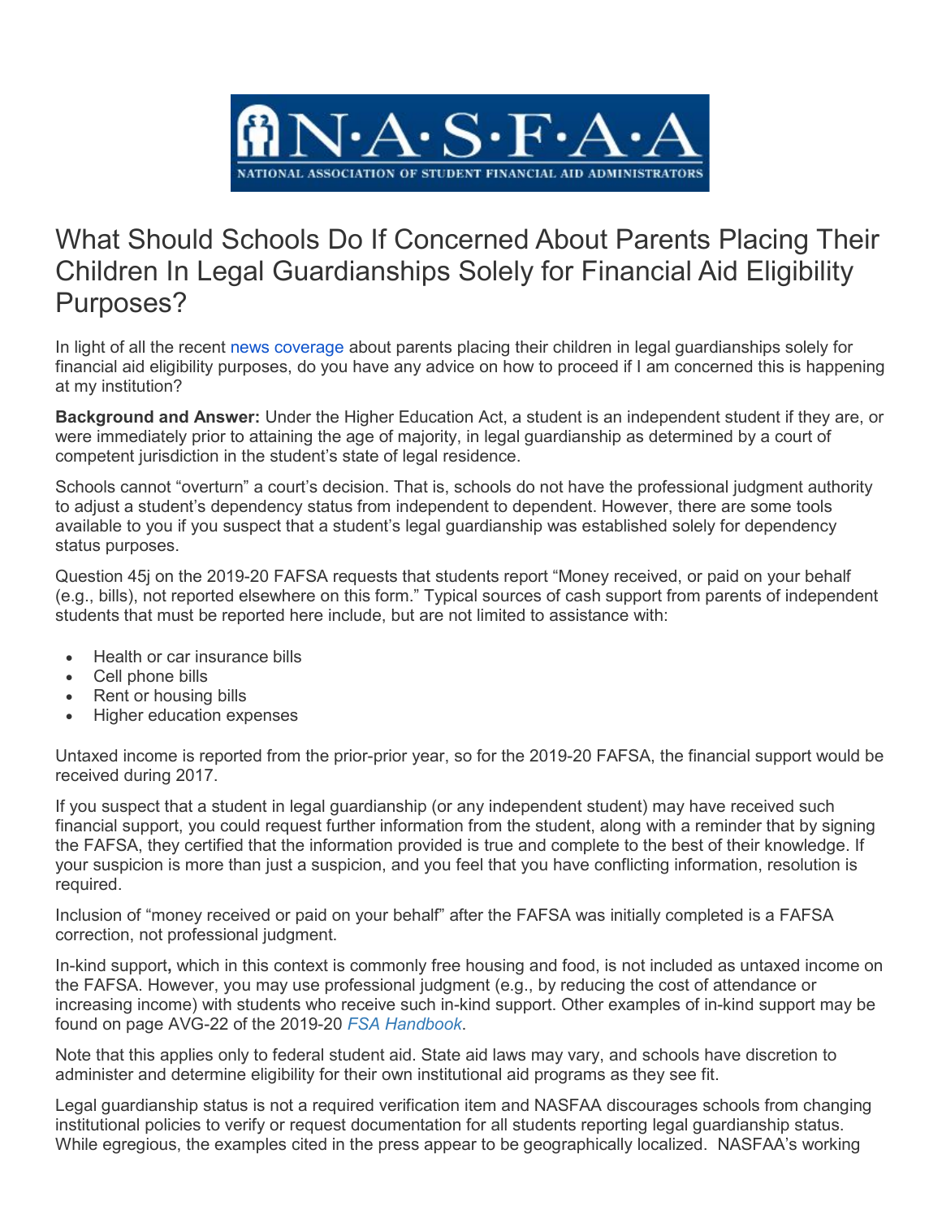# What Should Schools Do If Concerned About Parents Placing Their Children In Legal Guardianships Solely for Financial Aid Eligibility Purposes?

In light of all the recent news coverage about parents placing their children in legal guardianships solely for financial aid eligibility purposes, do you have any advice on how to proceed if I am concerned this is happening at my institution?

**Background and Answer:** Under the Higher Education Act, a student is an independent student if they are, or were immediately prior to attaining the age of majority, in legal guardianship as determined by a court of competent jurisdiction in the student's state of legal residence.

Schools cannot "overturn" a court's decision. That is, schools do not have the professional judgment authority to adjust a student's dependency status from independent to dependent. However, there are some tools available to you if you suspect that a student's legal guardianship was established solely for dependency status purposes.

Question 45j on the 2019-20 FAFSA requests that students report "Money received, or paid on your behalf (e.g., bills), not reported elsewhere on this form." Typical sources of cash support from parents of independent students that must be reported here include, but are not limited to assistance with:

- Health or car insurance bills
- Cell phone bills
- Rent or housing bills
- Higher education expenses

Untaxed income is reported from the prior-prior year, so for the 2019-20 FAFSA, the financial support would be received during 2017.

If you suspect that a student in legal guardianship (or any independent student) may have received such financial support, you could request further information from the student, along with a reminder that by signing the FAFSA, they certified that the information provided is true and complete to the best of their knowledge. If your suspicion is more than just a suspicion, and you feel that you have conflicting information, resolution is required.

Inclusion of "money received or paid on your behalf" after the FAFSA was initially completed is a FAFSA correction, not professional judgment.

In-kind support**,** which in this context is commonly free housing and food, is not included as untaxed income on the FAFSA. However, you may use professional judgment (e.g., by reducing the cost of attendance or increasing income) with students who receive such in-kind support. Other examples of in-kind support may be found on page AVG-22 of the 2019-20 *FSA Handbook*.

Note that this applies only to federal student aid. State aid laws may vary, and schools have discretion to administer and determine eligibility for their own institutional aid programs as they see fit.

Legal guardianship status is not a required verification item and NASFAA discourages schools from changing institutional policies to verify or request documentation for all students reporting legal guardianship status. While egregious, the examples cited in the press appear to be geographically localized. NASFAA's working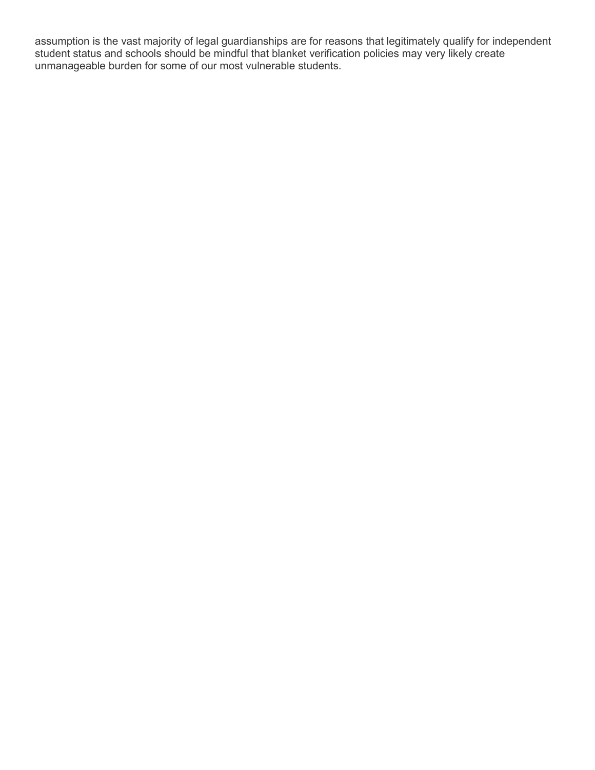assumption is the vast majority of legal guardianships are for reasons that legitimately qualify for independent student status and schools should be mindful that blanket verification policies may very likely create unmanageable burden for some of our most vulnerable students.